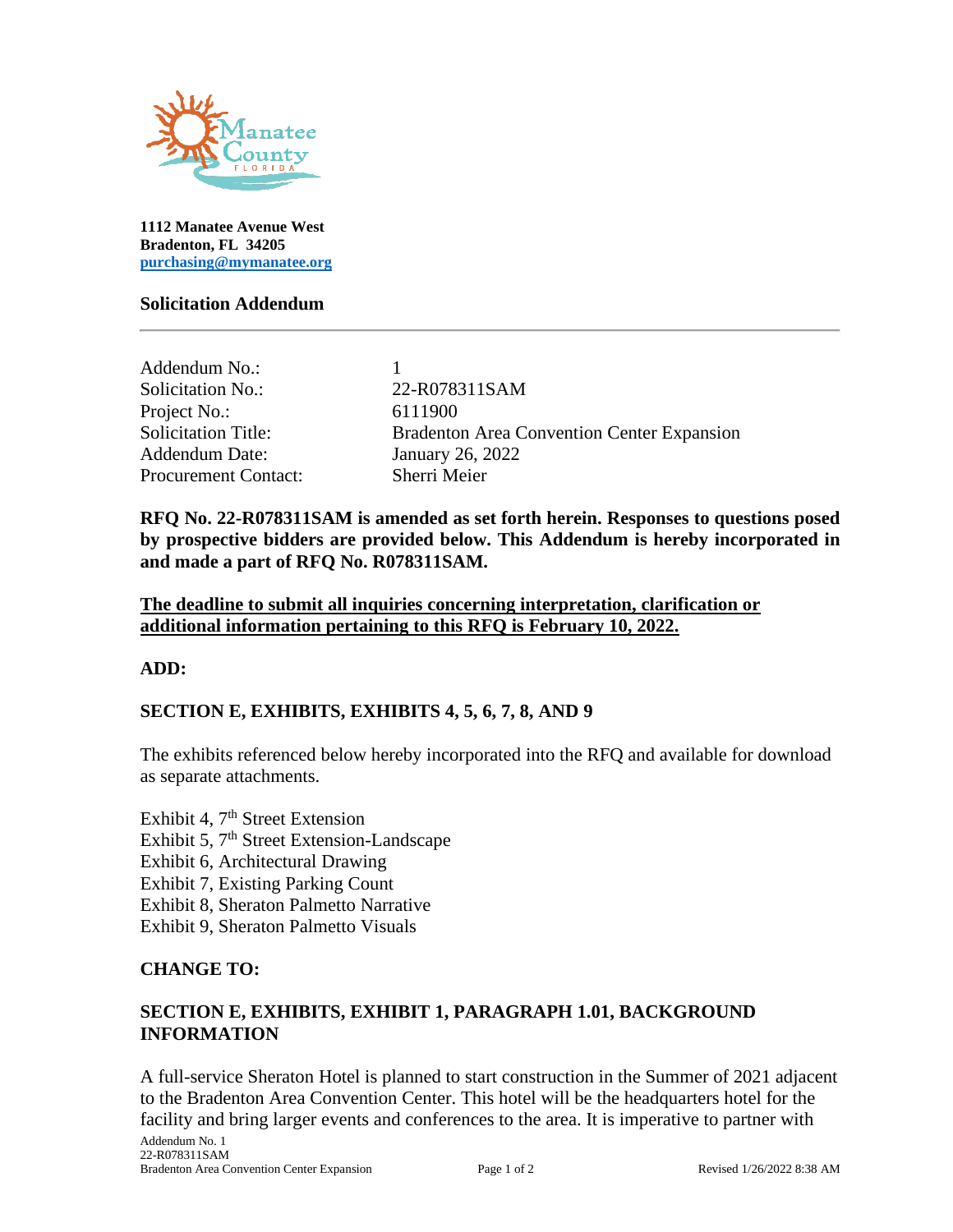1112 Manatee Avenue West
Bradenton, FL 34205
purchasing@mymanatee.org

**Solicitation Addendum**

---

| | |
|---|---|
| Addendum No.: | 1 |
| Solicitation No.: | 22-R078311SAM |
| Project No.: | 6111900 |
| Solicitation Title: | Bradenton Area Convention Center Expansion |
| Addendum Date: | January 26, 2022 |
| Procurement Contact: | Sherri Meier |

**RFQ No. 22-R078311SAM is amended as set forth herein. Responses to questions posed by prospective bidders are provided below. This Addendum is hereby incorporated in and made a part of RFQ No. R078311SAM.**

**<u>The deadline to submit all inquiries concerning interpretation, clarification or additional information pertaining to this RFQ is February 10, 2022.</u>**

**ADD:**

**SECTION E, EXHIBITS, EXHIBITS 4, 5, 6, 7, 8, AND 9**

The exhibits referenced below hereby incorporated into the RFQ and available for download as separate attachments.

Exhibit 4, 7th Street Extension
Exhibit 5, 7th Street Extension-Landscape
Exhibit 6, Architectural Drawing
Exhibit 7, Existing Parking Count
Exhibit 8, Sheraton Palmetto Narrative
Exhibit 9, Sheraton Palmetto Visuals

**CHANGE TO:**

**SECTION E, EXHIBITS, EXHIBIT 1, PARAGRAPH 1.01, BACKGROUND INFORMATION**

A full-service Sheraton Hotel is planned to start construction in the Summer of 2021 adjacent to the Bradenton Area Convention Center. This hotel will be the headquarters hotel for the facility and bring larger events and conferences to the area. It is imperative to partner with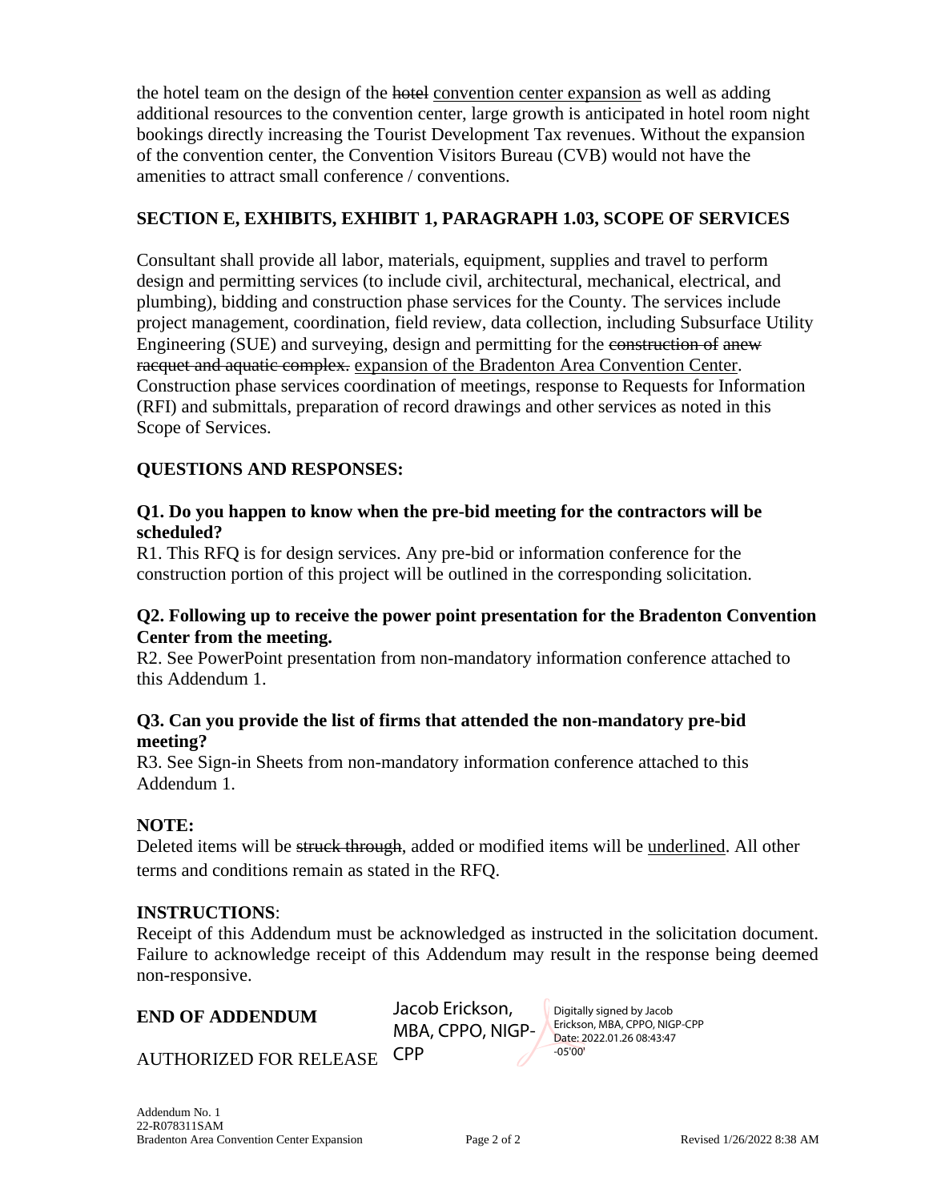the hotel team on the design of the ~~hotel~~ <u>convention center expansion</u> as well as adding additional resources to the convention center, large growth is anticipated in hotel room night bookings directly increasing the Tourist Development Tax revenues. Without the expansion of the convention center, the Convention Visitors Bureau (CVB) would not have the amenities to attract small conference / conventions.

**SECTION E, EXHIBITS, EXHIBIT 1, PARAGRAPH 1.03, SCOPE OF SERVICES**

Consultant shall provide all labor, materials, equipment, supplies and travel to perform design and permitting services (to include civil, architectural, mechanical, electrical, and plumbing), bidding and construction phase services for the County. The services include project management, coordination, field review, data collection, including Subsurface Utility Engineering (SUE) and surveying, design and permitting for the ~~construction of anew racquet and aquatic complex.~~ <u>expansion of the Bradenton Area Convention Center</u>. Construction phase services coordination of meetings, response to Requests for Information (RFI) and submittals, preparation of record drawings and other services as noted in this Scope of Services.

**QUESTIONS AND RESPONSES:**

**Q1. Do you happen to know when the pre-bid meeting for the contractors will be scheduled?**
R1. This RFQ is for design services. Any pre-bid or information conference for the construction portion of this project will be outlined in the corresponding solicitation.

**Q2. Following up to receive the power point presentation for the Bradenton Convention Center from the meeting.**
R2. See PowerPoint presentation from non-mandatory information conference attached to this Addendum 1.

**Q3. Can you provide the list of firms that attended the non-mandatory pre-bid meeting?**
R3. See Sign-in Sheets from non-mandatory information conference attached to this Addendum 1.

**NOTE:**
Deleted items will be ~~struck through~~, added or modified items will be <u>underlined</u>. All other terms and conditions remain as stated in the RFQ.

**INSTRUCTIONS**:
Receipt of this Addendum must be acknowledged as instructed in the solicitation document. Failure to acknowledge receipt of this Addendum may result in the response being deemed non-responsive.

**END OF ADDENDUM**

AUTHORIZED FOR RELEASE

Jacob Erickson, MBA, CPPO, NIGP-CPP

Digitally signed by Jacob Erickson, MBA, CPPO, NIGP-CPP
Date: 2022.01.26 08:43:47 -05'00'

Addendum No. 1
22-R078311SAM
Bradenton Area Convention Center Expansion
Revised 1/26/2022 8:38 AM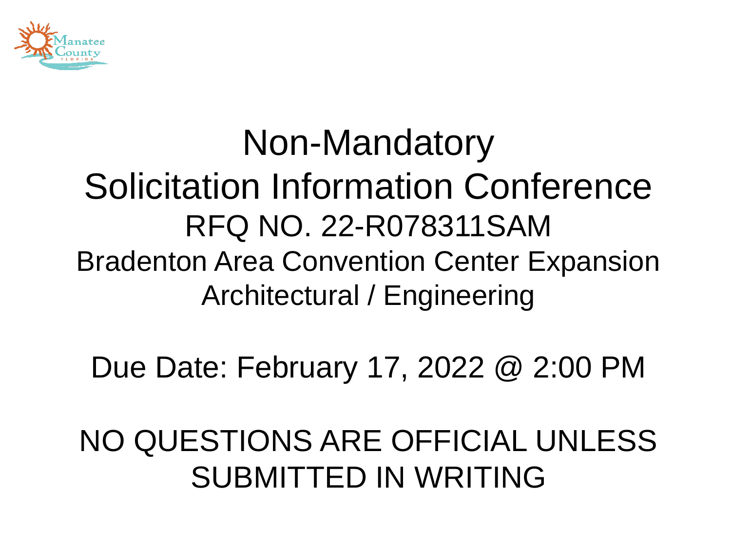# Non-Mandatory Solicitation Information Conference

## RFQ NO. 22-R078311SAM

## Bradenton Area Convention Center Expansion Architectural / Engineering

Due Date: February 17, 2022 @ 2:00 PM

NO QUESTIONS ARE OFFICIAL UNLESS SUBMITTED IN WRITING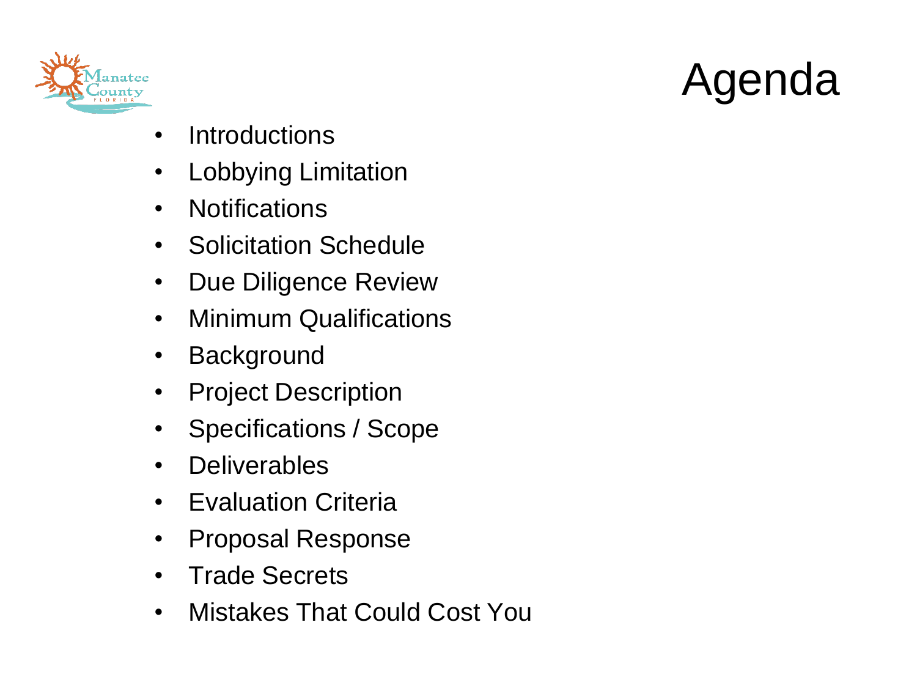# Agenda

- Introductions
- Lobbying Limitation
- Notifications
- Solicitation Schedule
- Due Diligence Review
- Minimum Qualifications
- Background
- Project Description
- Specifications / Scope
- Deliverables
- Evaluation Criteria
- Proposal Response
- Trade Secrets
- Mistakes That Could Cost You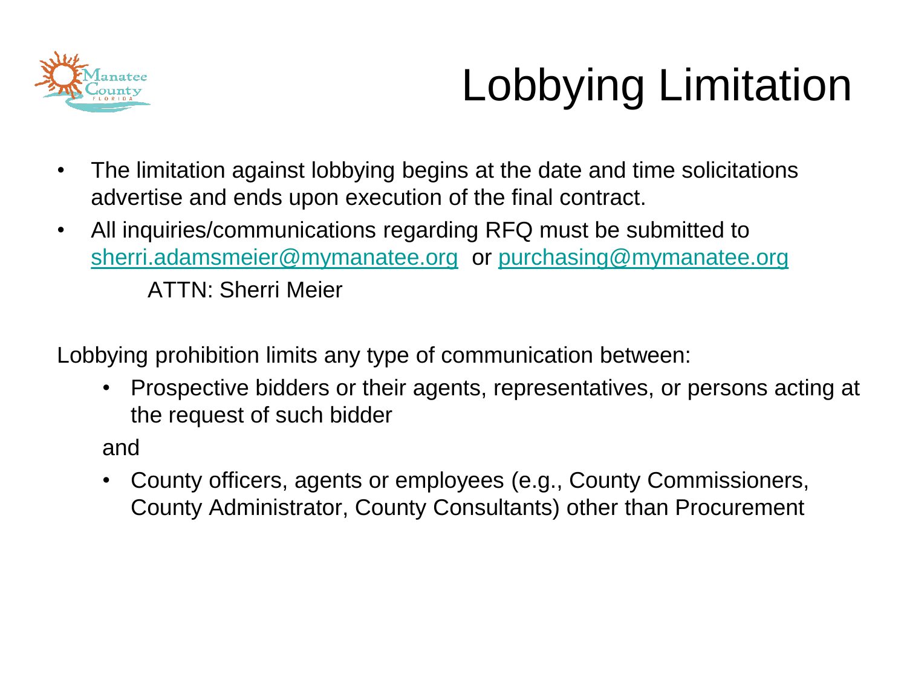# Lobbying Limitation

- The limitation against lobbying begins at the date and time solicitations advertise and ends upon execution of the final contract.
- All inquiries/communications regarding RFQ must be submitted to sherri.adamsmeier@mymanatee.org or purchasing@mymanatee.org

  ATTN: Sherri Meier

Lobbying prohibition limits any type of communication between:

- Prospective bidders or their agents, representatives, or persons acting at the request of such bidder

and

- County officers, agents or employees (e.g., County Commissioners, County Administrator, County Consultants) other than Procurement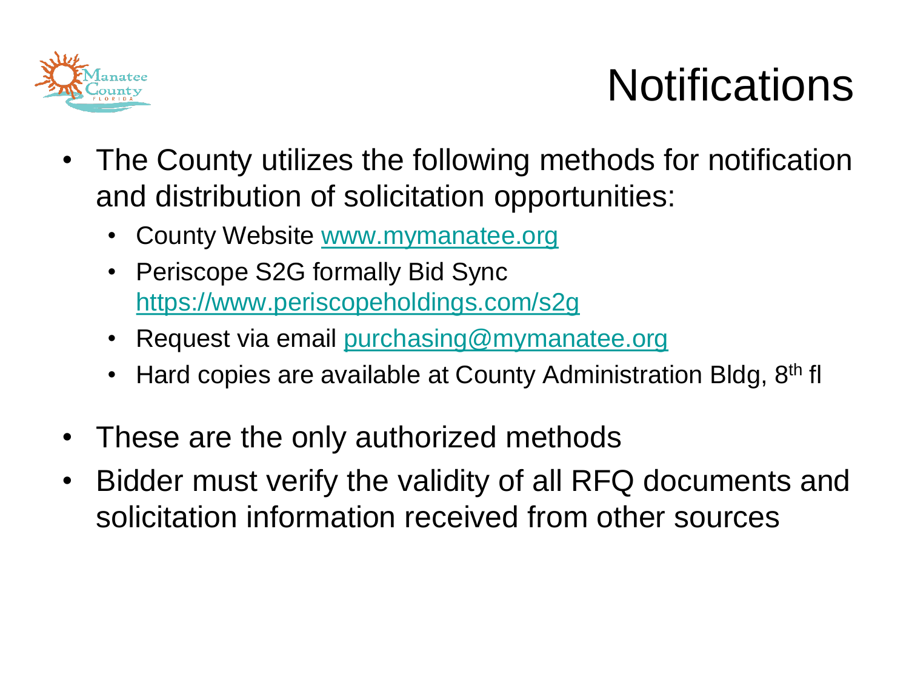# Notifications

- The County utilizes the following methods for notification and distribution of solicitation opportunities:
  - County Website [www.mymanatee.org](www.mymanatee.org)
  - Periscope S2G formally Bid Sync [https://www.periscopeholdings.com/s2g](https://www.periscopeholdings.com/s2g)
  - Request via email [purchasing@mymanatee.org](mailto:purchasing@mymanatee.org)
  - Hard copies are available at County Administration Bldg, 8th fl
- These are the only authorized methods
- Bidder must verify the validity of all RFQ documents and solicitation information received from other sources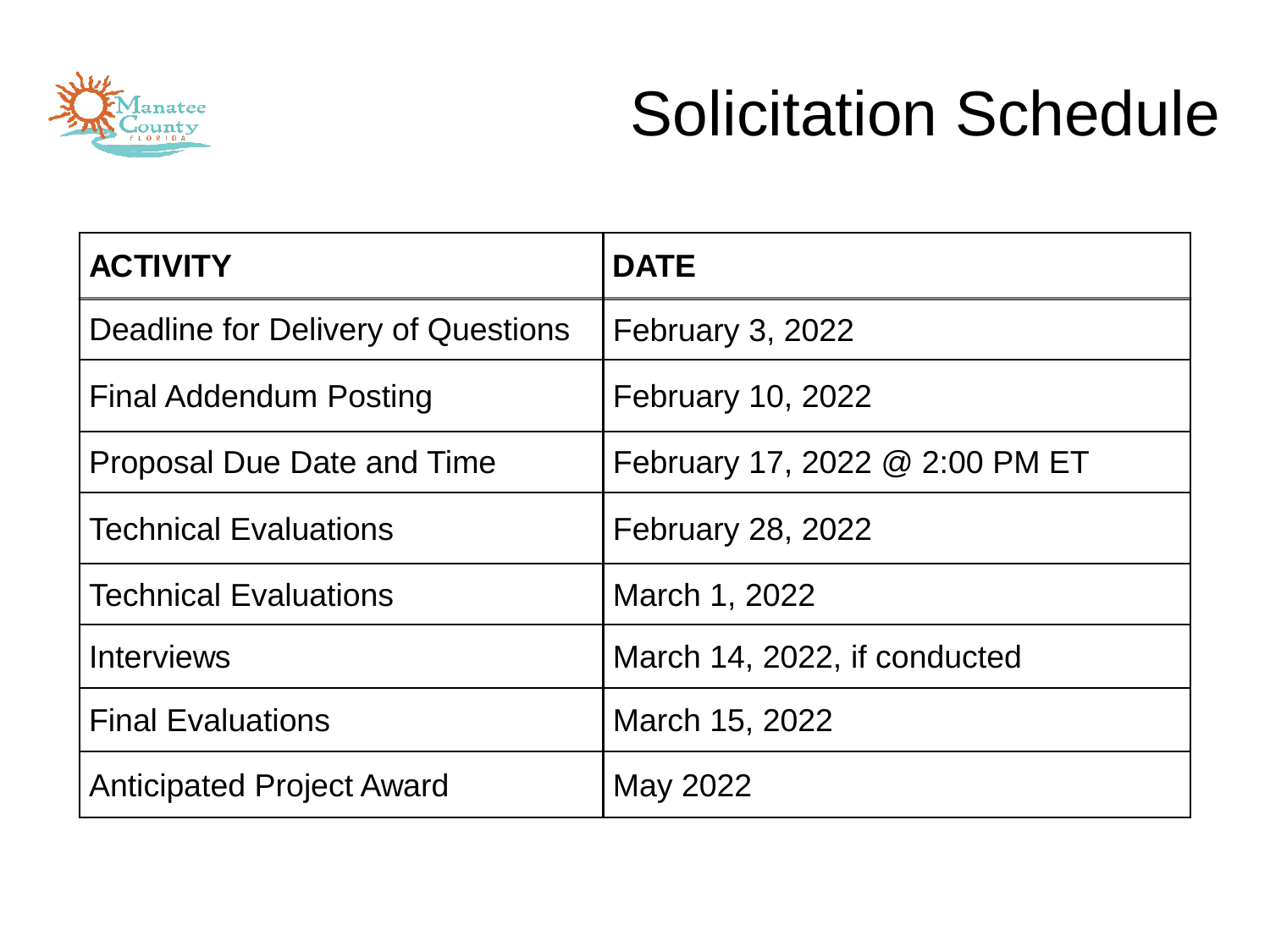# Solicitation Schedule

| ACTIVITY | DATE |
| --- | --- |
| Deadline for Delivery of Questions | February 3, 2022 |
| Final Addendum Posting | February 10, 2022 |
| Proposal Due Date and Time | February 17, 2022 @ 2:00 PM ET |
| Technical Evaluations | February 28, 2022 |
| Technical Evaluations | March 1, 2022 |
| Interviews | March 14, 2022, if conducted |
| Final Evaluations | March 15, 2022 |
| Anticipated Project Award | May 2022 |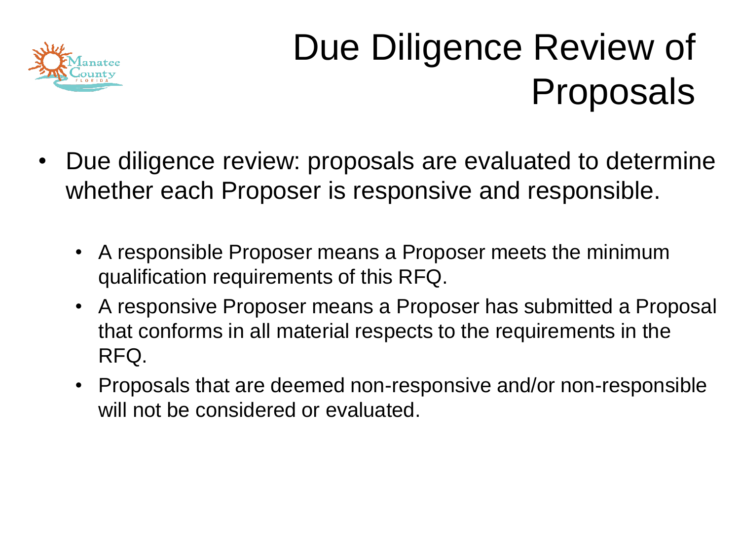# Due Diligence Review of Proposals

- Due diligence review: proposals are evaluated to determine whether each Proposer is responsive and responsible.
  - A responsible Proposer means a Proposer meets the minimum qualification requirements of this RFQ.
  - A responsive Proposer means a Proposer has submitted a Proposal that conforms in all material respects to the requirements in the RFQ.
  - Proposals that are deemed non-responsive and/or non-responsible will not be considered or evaluated.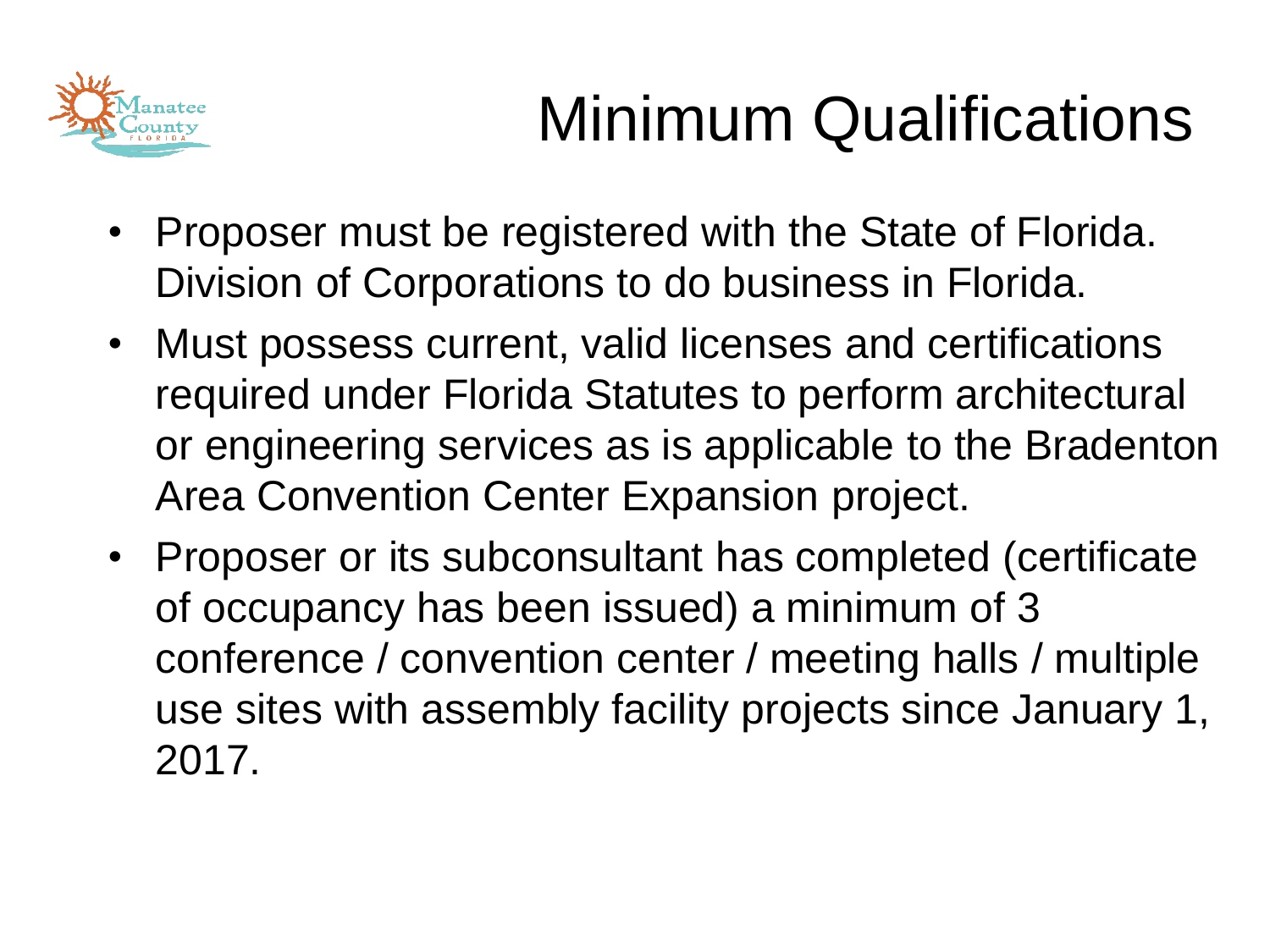# Minimum Qualifications

- Proposer must be registered with the State of Florida. Division of Corporations to do business in Florida.
- Must possess current, valid licenses and certifications required under Florida Statutes to perform architectural or engineering services as is applicable to the Bradenton Area Convention Center Expansion project.
- Proposer or its subconsultant has completed (certificate of occupancy has been issued) a minimum of 3 conference / convention center / meeting halls / multiple use sites with assembly facility projects since January 1, 2017.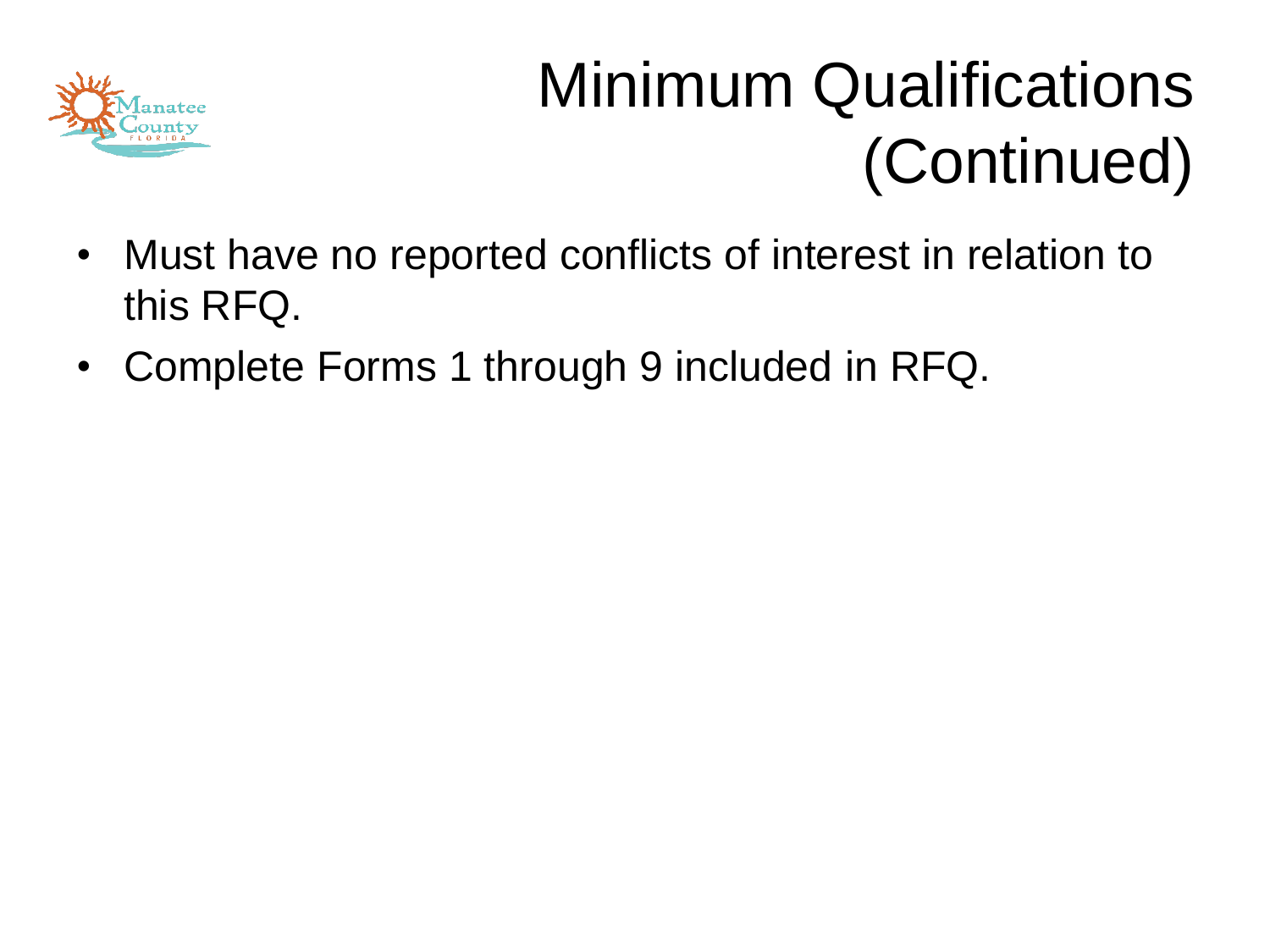# Minimum Qualifications (Continued)

- Must have no reported conflicts of interest in relation to this RFQ.
- Complete Forms 1 through 9 included in RFQ.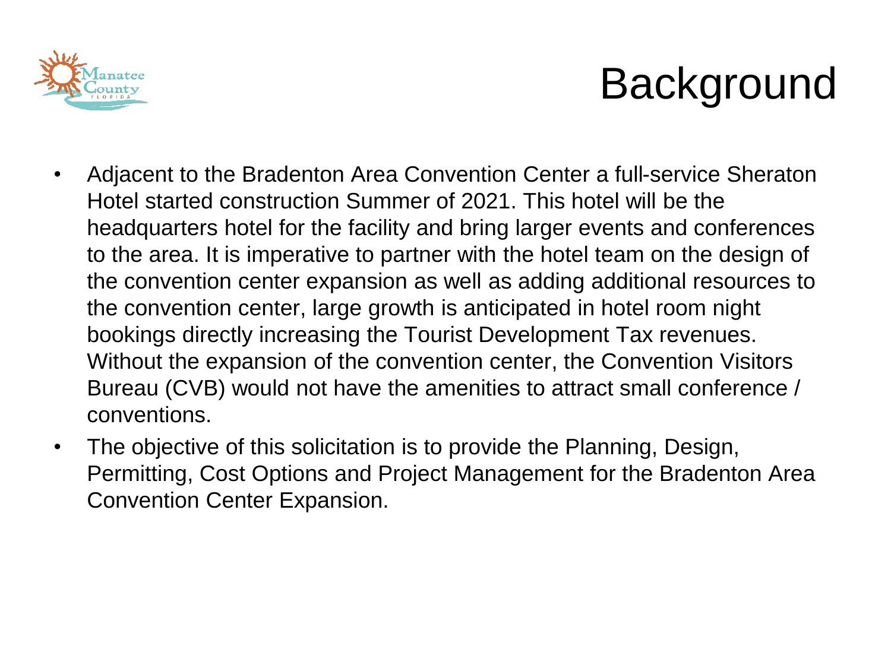# Background

- Adjacent to the Bradenton Area Convention Center a full-service Sheraton Hotel started construction Summer of 2021. This hotel will be the headquarters hotel for the facility and bring larger events and conferences to the area. It is imperative to partner with the hotel team on the design of the convention center expansion as well as adding additional resources to the convention center, large growth is anticipated in hotel room night bookings directly increasing the Tourist Development Tax revenues. Without the expansion of the convention center, the Convention Visitors Bureau (CVB) would not have the amenities to attract small conference / conventions.
- The objective of this solicitation is to provide the Planning, Design, Permitting, Cost Options and Project Management for the Bradenton Area Convention Center Expansion.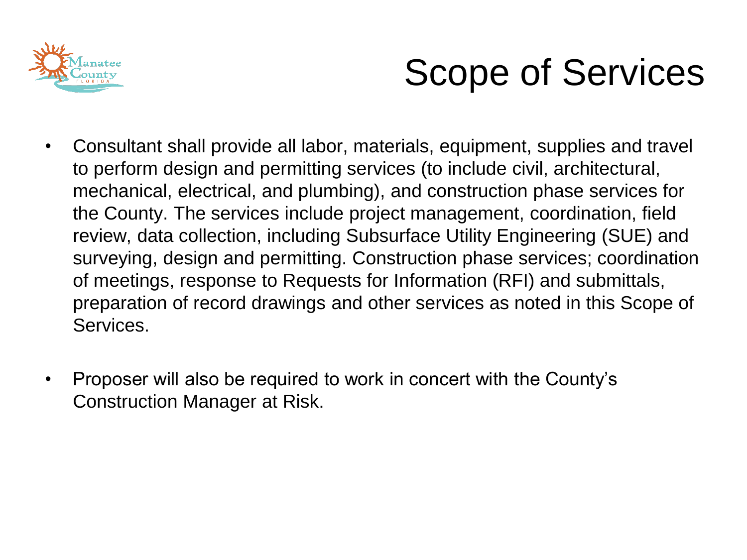# Scope of Services

- Consultant shall provide all labor, materials, equipment, supplies and travel to perform design and permitting services (to include civil, architectural, mechanical, electrical, and plumbing), and construction phase services for the County. The services include project management, coordination, field review, data collection, including Subsurface Utility Engineering (SUE) and surveying, design and permitting. Construction phase services; coordination of meetings, response to Requests for Information (RFI) and submittals, preparation of record drawings and other services as noted in this Scope of Services.

- Proposer will also be required to work in concert with the County's Construction Manager at Risk.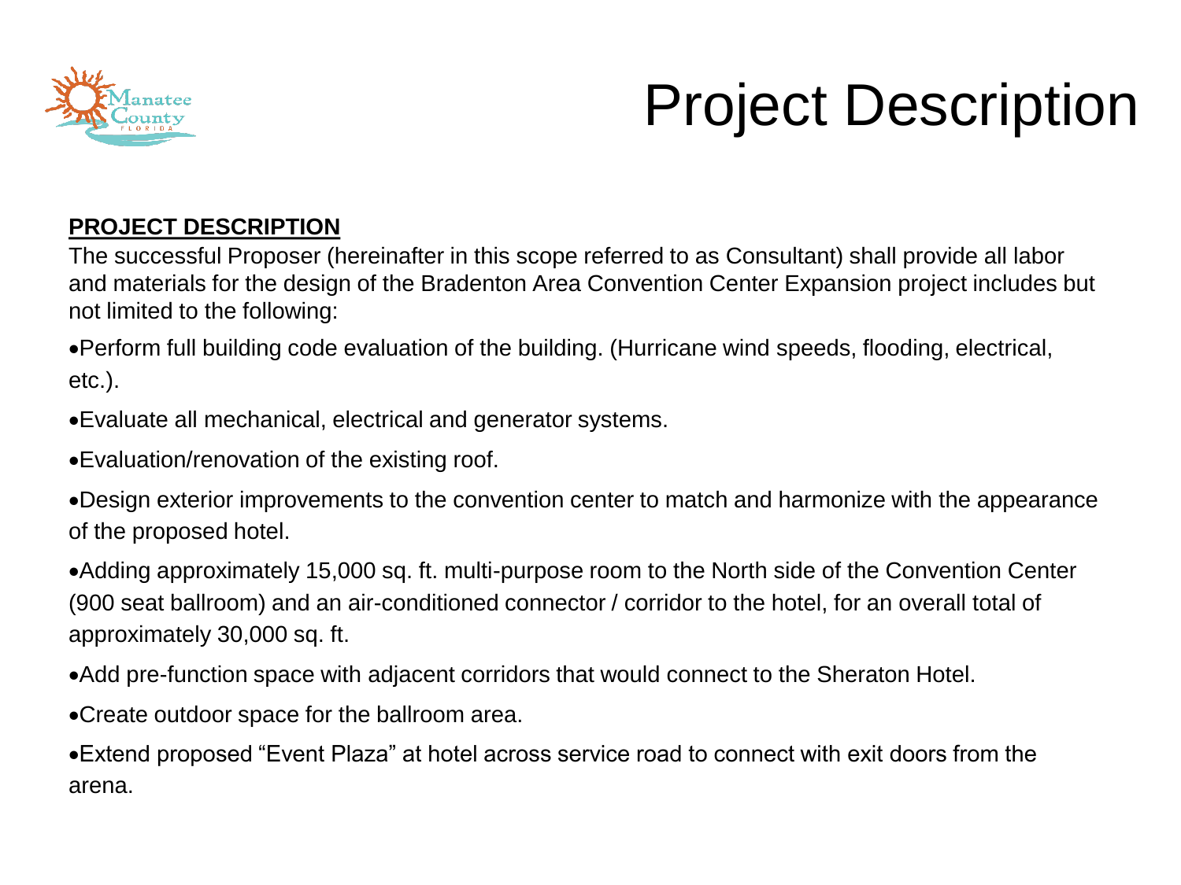# Project Description

**PROJECT DESCRIPTION**

The successful Proposer (hereinafter in this scope referred to as Consultant) shall provide all labor and materials for the design of the Bradenton Area Convention Center Expansion project includes but not limited to the following:

- Perform full building code evaluation of the building. (Hurricane wind speeds, flooding, electrical, etc.).
- Evaluate all mechanical, electrical and generator systems.
- Evaluation/renovation of the existing roof.
- Design exterior improvements to the convention center to match and harmonize with the appearance of the proposed hotel.
- Adding approximately 15,000 sq. ft. multi-purpose room to the North side of the Convention Center (900 seat ballroom) and an air-conditioned connector / corridor to the hotel, for an overall total of approximately 30,000 sq. ft.
- Add pre-function space with adjacent corridors that would connect to the Sheraton Hotel.
- Create outdoor space for the ballroom area.
- Extend proposed "Event Plaza" at hotel across service road to connect with exit doors from the arena.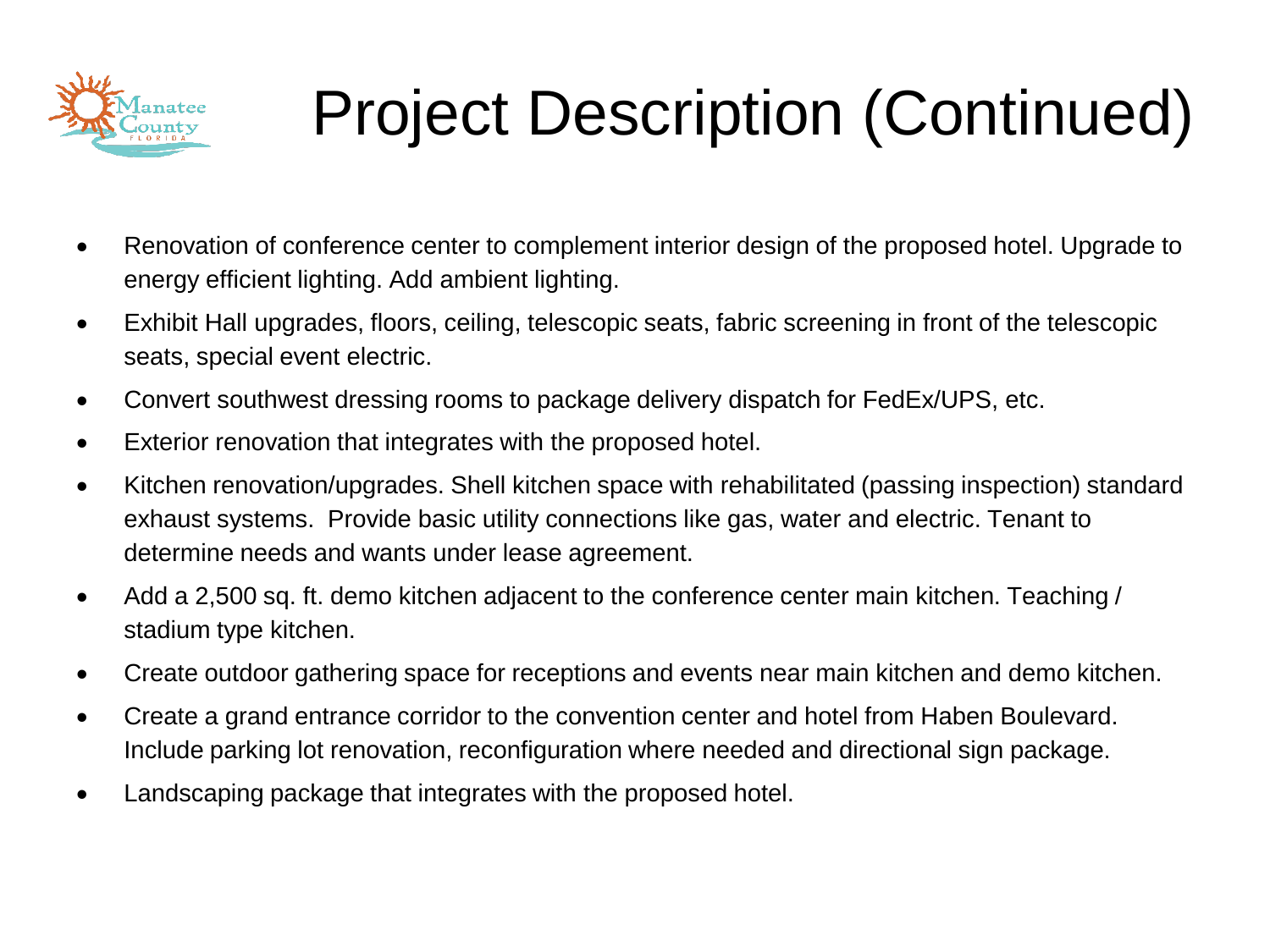# Project Description (Continued)

- Renovation of conference center to complement interior design of the proposed hotel. Upgrade to energy efficient lighting. Add ambient lighting.
- Exhibit Hall upgrades, floors, ceiling, telescopic seats, fabric screening in front of the telescopic seats, special event electric.
- Convert southwest dressing rooms to package delivery dispatch for FedEx/UPS, etc.
- Exterior renovation that integrates with the proposed hotel.
- Kitchen renovation/upgrades. Shell kitchen space with rehabilitated (passing inspection) standard exhaust systems. Provide basic utility connections like gas, water and electric. Tenant to determine needs and wants under lease agreement.
- Add a 2,500 sq. ft. demo kitchen adjacent to the conference center main kitchen. Teaching / stadium type kitchen.
- Create outdoor gathering space for receptions and events near main kitchen and demo kitchen.
- Create a grand entrance corridor to the convention center and hotel from Haben Boulevard. Include parking lot renovation, reconfiguration where needed and directional sign package.
- Landscaping package that integrates with the proposed hotel.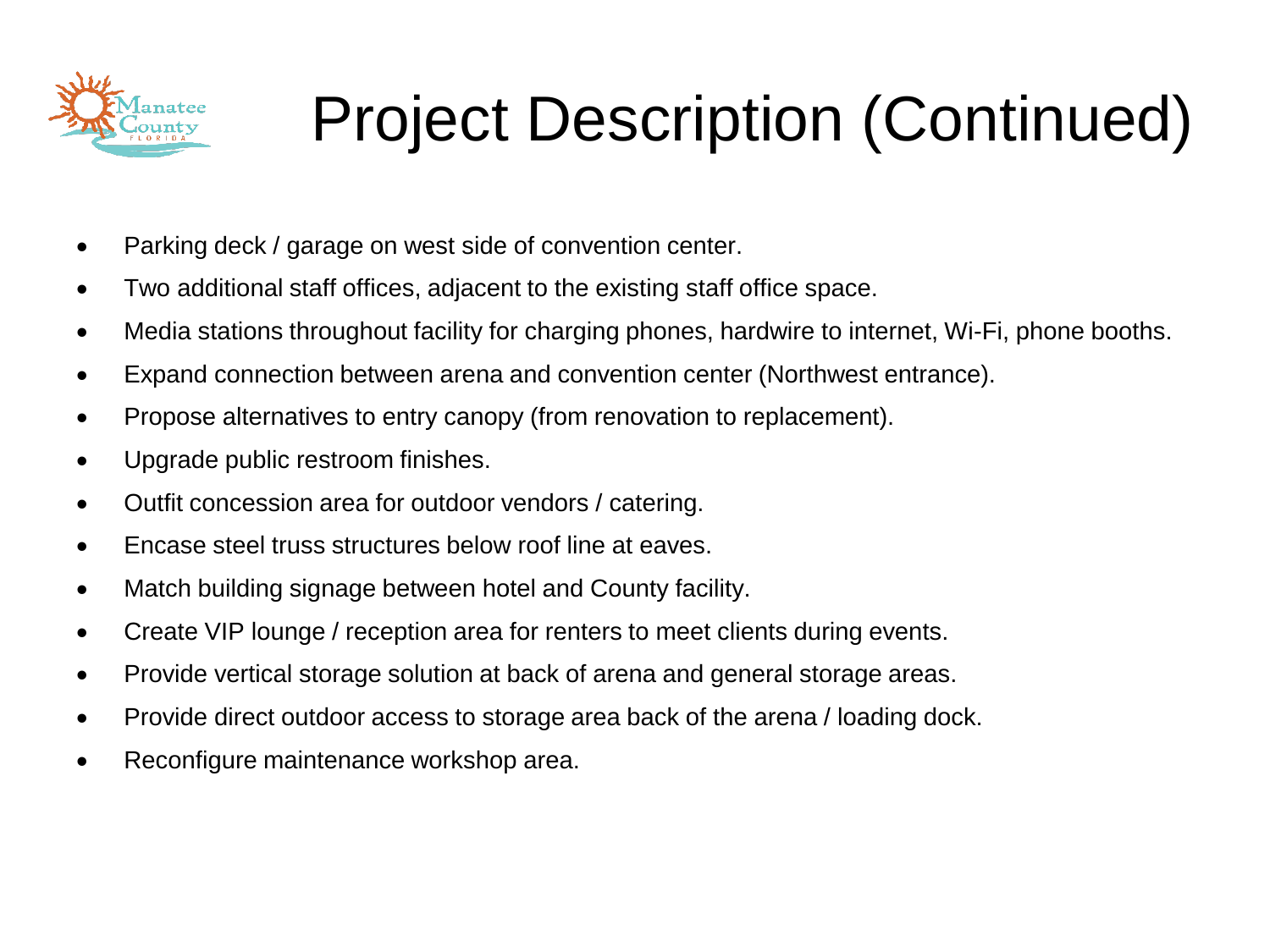# Project Description (Continued)

- Parking deck / garage on west side of convention center.
- Two additional staff offices, adjacent to the existing staff office space.
- Media stations throughout facility for charging phones, hardwire to internet, Wi-Fi, phone booths.
- Expand connection between arena and convention center (Northwest entrance).
- Propose alternatives to entry canopy (from renovation to replacement).
- Upgrade public restroom finishes.
- Outfit concession area for outdoor vendors / catering.
- Encase steel truss structures below roof line at eaves.
- Match building signage between hotel and County facility.
- Create VIP lounge / reception area for renters to meet clients during events.
- Provide vertical storage solution at back of arena and general storage areas.
- Provide direct outdoor access to storage area back of the arena / loading dock.
- Reconfigure maintenance workshop area.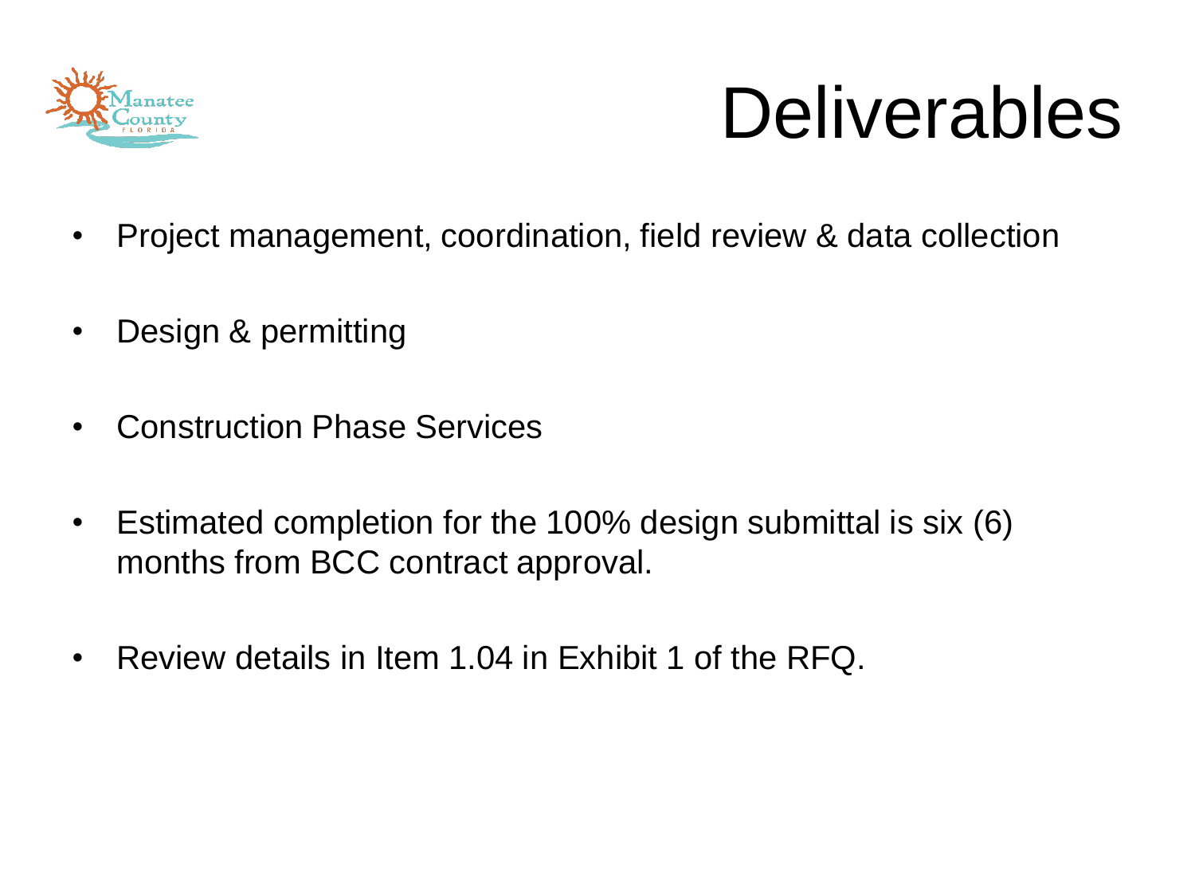# Deliverables

- Project management, coordination, field review & data collection
- Design & permitting
- Construction Phase Services
- Estimated completion for the 100% design submittal is six (6) months from BCC contract approval.
- Review details in Item 1.04 in Exhibit 1 of the RFQ.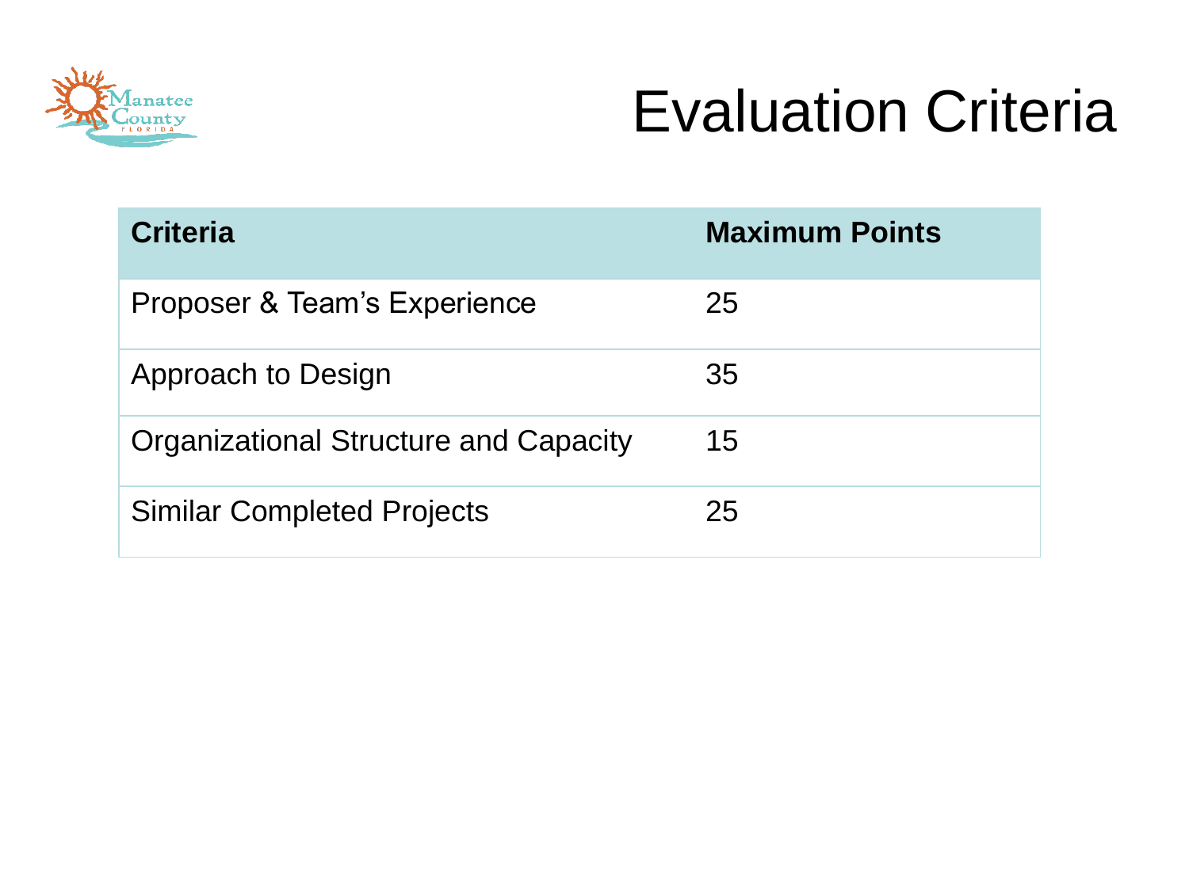# Evaluation Criteria

| Criteria | Maximum Points |
|---|---|
| Proposer & Team's Experience | 25 |
| Approach to Design | 35 |
| Organizational Structure and Capacity | 15 |
| Similar Completed Projects | 25 |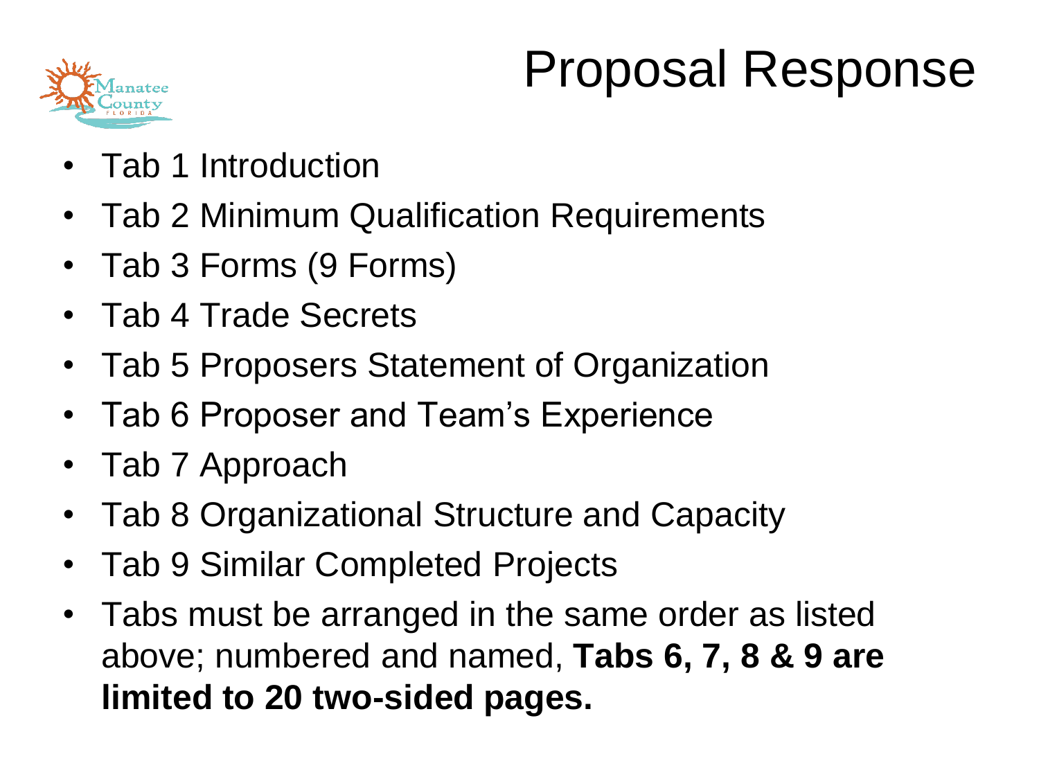# Proposal Response

- Tab 1 Introduction
- Tab 2 Minimum Qualification Requirements
- Tab 3 Forms (9 Forms)
- Tab 4 Trade Secrets
- Tab 5 Proposers Statement of Organization
- Tab 6 Proposer and Team's Experience
- Tab 7 Approach
- Tab 8 Organizational Structure and Capacity
- Tab 9 Similar Completed Projects
- Tabs must be arranged in the same order as listed above; numbered and named, **Tabs 6, 7, 8 & 9 are limited to 20 two-sided pages.**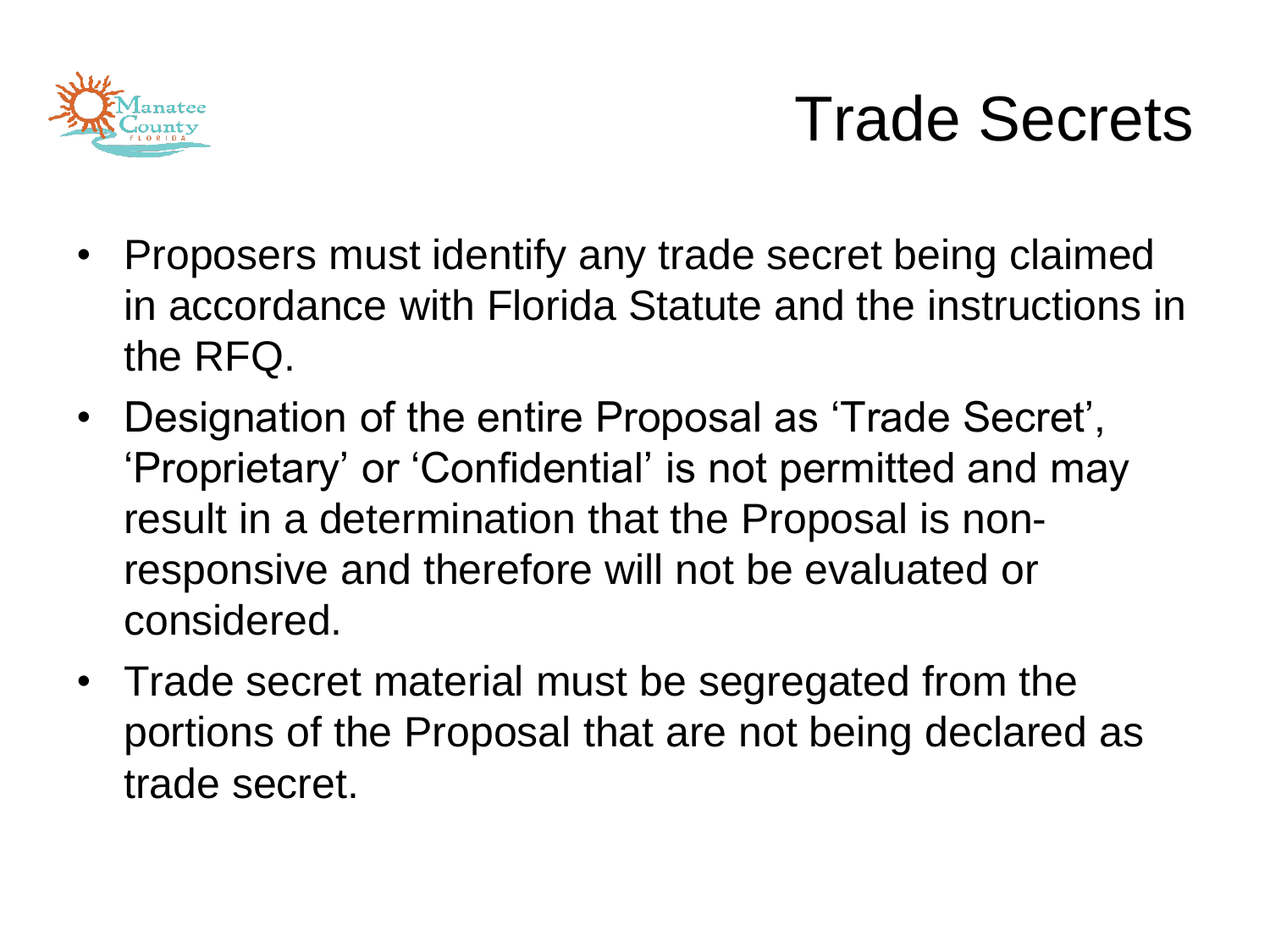# Trade Secrets

- Proposers must identify any trade secret being claimed in accordance with Florida Statute and the instructions in the RFQ.
- Designation of the entire Proposal as 'Trade Secret', 'Proprietary' or 'Confidential' is not permitted and may result in a determination that the Proposal is non-responsive and therefore will not be evaluated or considered.
- Trade secret material must be segregated from the portions of the Proposal that are not being declared as trade secret.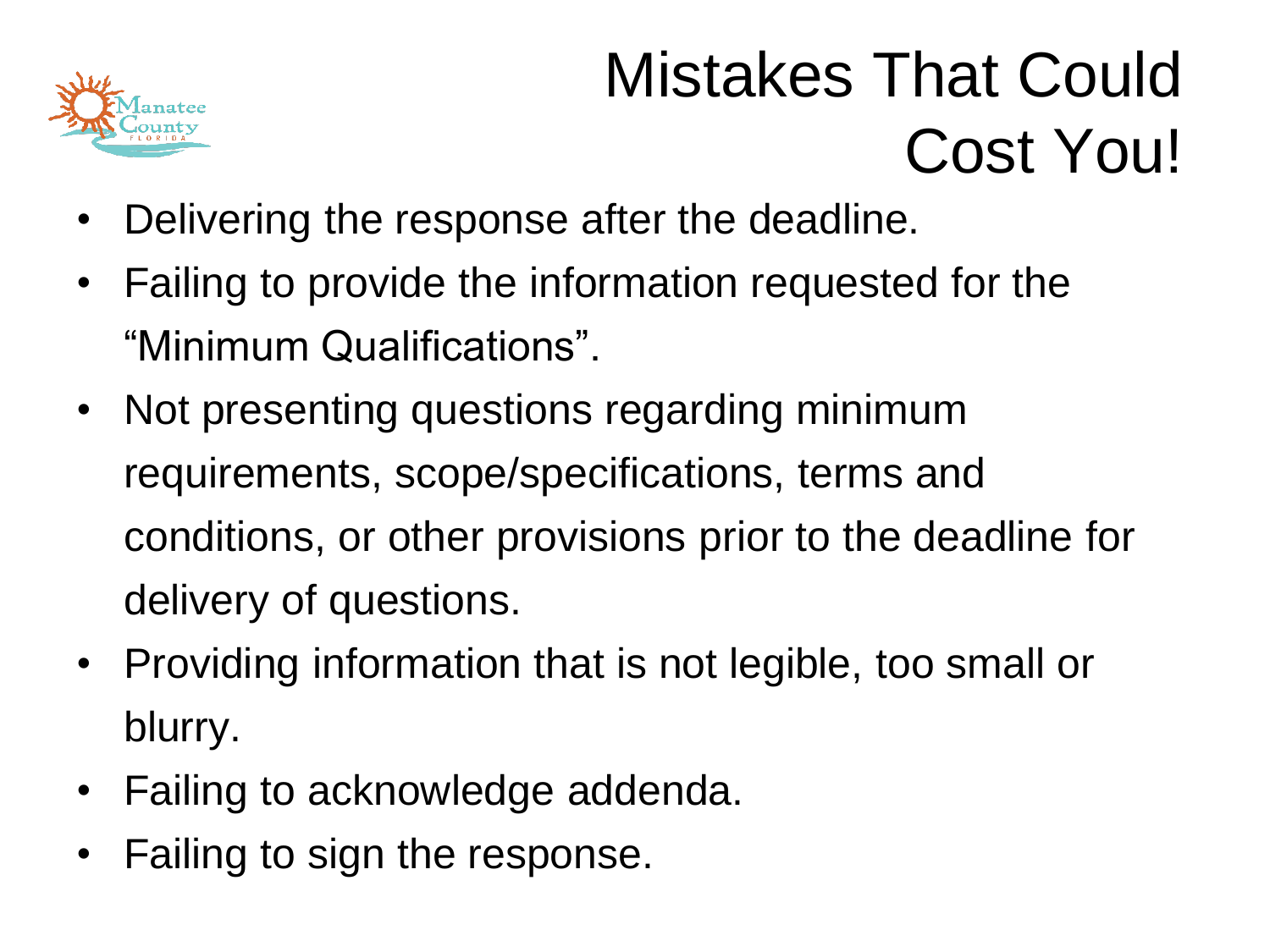# Mistakes That Could Cost You!

- Delivering the response after the deadline.
- Failing to provide the information requested for the "Minimum Qualifications".
- Not presenting questions regarding minimum requirements, scope/specifications, terms and conditions, or other provisions prior to the deadline for delivery of questions.
- Providing information that is not legible, too small or blurry.
- Failing to acknowledge addenda.
- Failing to sign the response.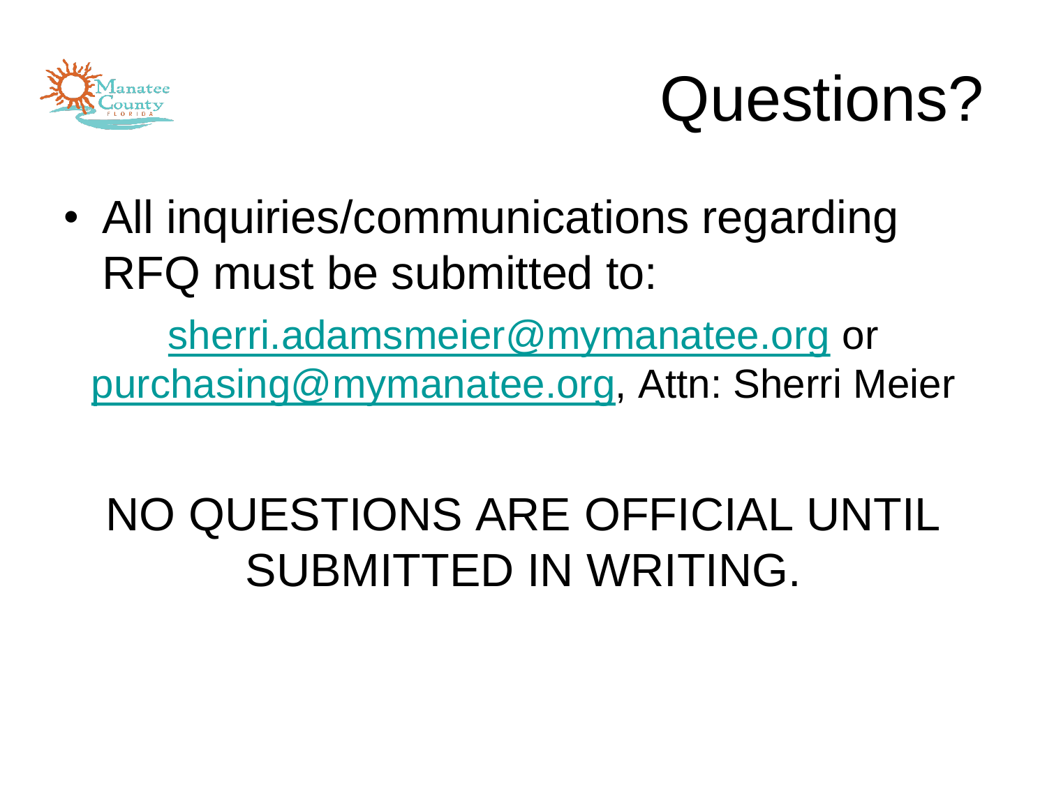# Questions?

- All inquiries/communications regarding RFQ must be submitted to:

sherri.adamsmeier@mymanatee.org or purchasing@mymanatee.org, Attn: Sherri Meier

NO QUESTIONS ARE OFFICIAL UNTIL SUBMITTED IN WRITING.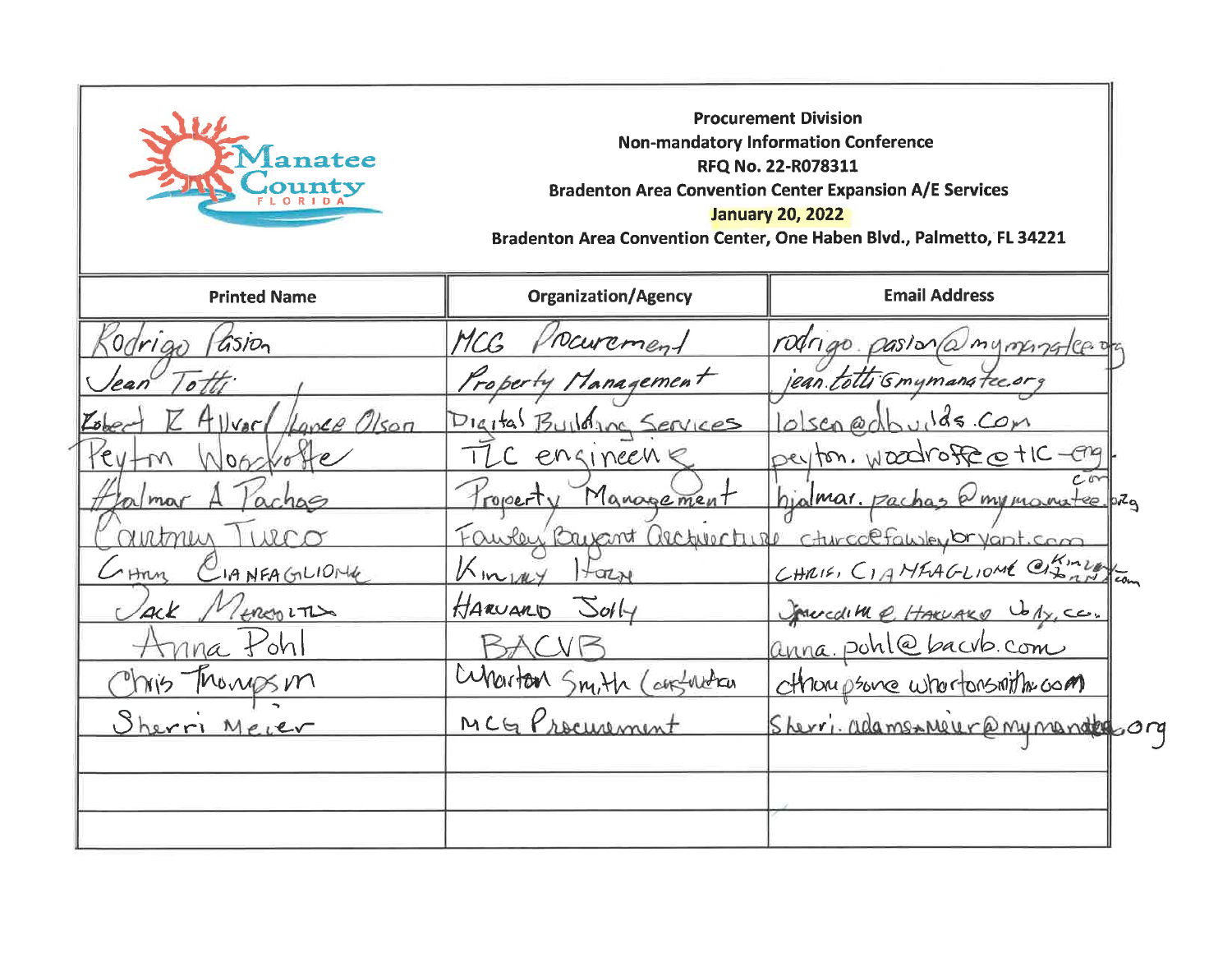Manatee County FLORIDA

**Procurement Division**
**Non-mandatory Information Conference**
**RFQ No. 22-R078311**
**Bradenton Area Convention Center Expansion A/E Services**
**January 20, 2022**
**Bradenton Area Convention Center, One Haben Blvd., Palmetto, FL 34221**

| Printed Name | Organization/Agency | Email Address |
|---|---|---|
| Rodrigo Pasion | MCG Procurement | rodrigo.pasion@mymanatee.org |
| Jean Totti | Property Management | jean.totti@mymanatee.org |
| Robert R Allvar / Lance Olson | Digital Building Services | lolson@dbuilds.com |
| Peyton Woodroffe | TLC engineering | peyton.woodroffe@tlc-eng.com |
| Hjalmar A Pachas | Property Management | hjalmar.pachas@mymanatee.org |
| Courtney Turco | Fawley Bryant Architecture | cturco@fawleybryant.com |
| Chris Cianfaglione | Kimley Horn | chris.cianfaglione@kimley-horn.com |
| Jack Meredith | Harvard Jolly | jmeredith@harvardjolly.com |
| Anna Pohl | BACVB | anna.pohl@bacvb.com |
| Chris Thompson | Wharton Smith Construction | cthompson@whartonsmith.com |
| Sherri Meier | MCG Procurement | sherri.adams-meier@mymanatee.org |
| | | |
| | | |
| | | |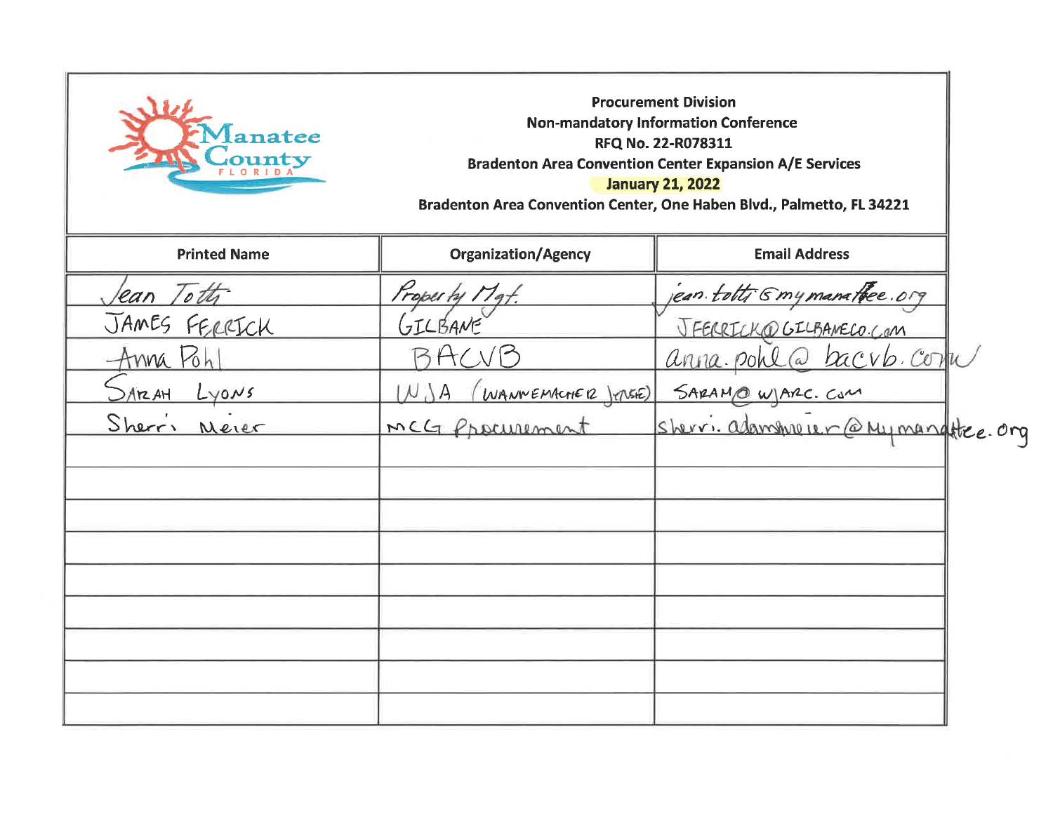Manatee County FLORIDA

**Procurement Division**
**Non-mandatory Information Conference**
**RFQ No. 22-R078311**
**Bradenton Area Convention Center Expansion A/E Services**
**January 21, 2022**
**Bradenton Area Convention Center, One Haben Blvd., Palmetto, FL 34221**

| Printed Name | Organization/Agency | Email Address |
| --- | --- | --- |
| Jean Totti | Property Mgt. | jean.totti@mymanatee.org |
| JAMES FERRICK | GILBANE | JFERRICK@GILBANECO.COM |
| Anna Pohl | BACVB | anna.pohl@bacvb.com |
| SARAH LYONS | WJA (WANNEMACHER JENSEN) | SARAH@WJARC.COM |
| Sherri Meier | MCG Procurement | sherri.adammeier@mymanatee.org |
| | | |
| | | |
| | | |
| | | |
| | | |
| | | |
| | | |
| | | |
| | | |